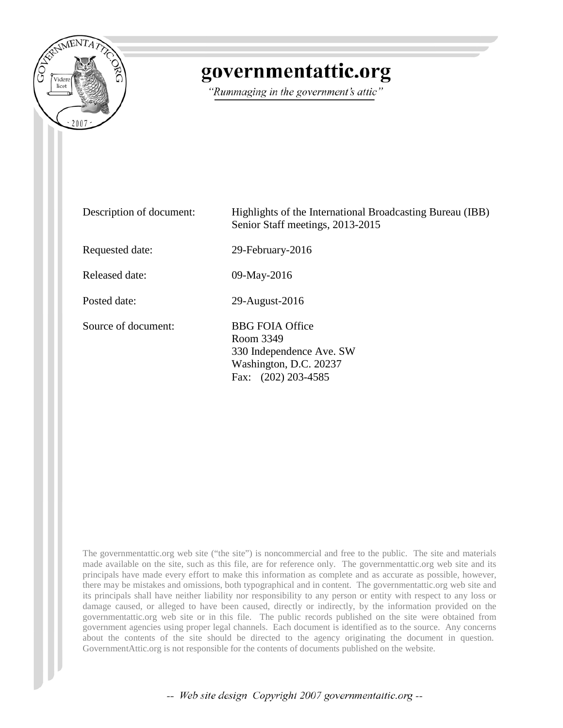# governmentattic.org

*"Rummaging in the government's attic"*

| | |
|---|---|
| Description of document: | Highlights of the International Broadcasting Bureau (IBB) Senior Staff meetings, 2013-2015 |
| Requested date: | 29-February-2016 |
| Released date: | 09-May-2016 |
| Posted date: | 29-August-2016 |
| Source of document: | BBG FOIA Office<br>Room 3349<br>330 Independence Ave. SW<br>Washington, D.C. 20237<br>Fax: (202) 203-4585 |

The governmentattic.org web site ("the site") is noncommercial and free to the public. The site and materials made available on the site, such as this file, are for reference only. The governmentattic.org web site and its principals have made every effort to make this information as complete and as accurate as possible, however, there may be mistakes and omissions, both typographical and in content. The governmentattic.org web site and its principals shall have neither liability nor responsibility to any person or entity with respect to any loss or damage caused, or alleged to have been caused, directly or indirectly, by the information provided on the governmentattic.org web site or in this file. The public records published on the site were obtained from government agencies using proper legal channels. Each document is identified as to the source. Any concerns about the contents of the site should be directed to the agency originating the document in question. GovernmentAttic.org is not responsible for the contents of documents published on the website.

-- Web site design Copyright 2007 governmentattic.org --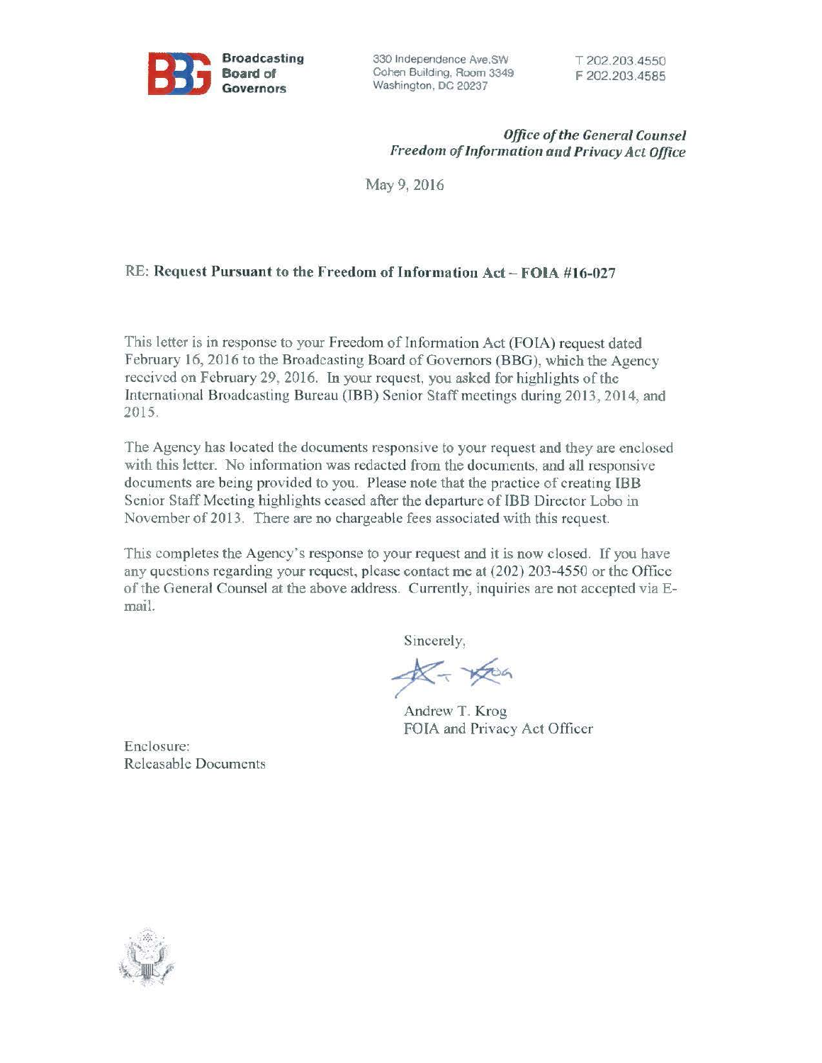**Broadcasting Board of Governors**

330 Independence Ave.SW
Cohen Building, Room 3349
Washington, DC 20237

T 202.203.4550
F 202.203.4585

*Office of the General Counsel*
*Freedom of Information and Privacy Act Office*

May 9, 2016

RE: **Request Pursuant to the Freedom of Information Act – FOIA #16-027**

This letter is in response to your Freedom of Information Act (FOIA) request dated February 16, 2016 to the Broadcasting Board of Governors (BBG), which the Agency received on February 29, 2016. In your request, you asked for highlights of the International Broadcasting Bureau (IBB) Senior Staff meetings during 2013, 2014, and 2015.

The Agency has located the documents responsive to your request and they are enclosed with this letter. No information was redacted from the documents, and all responsive documents are being provided to you. Please note that the practice of creating IBB Senior Staff Meeting highlights ceased after the departure of IBB Director Lobo in November of 2013. There are no chargeable fees associated with this request.

This completes the Agency's response to your request and it is now closed. If you have any questions regarding your request, please contact me at (202) 203-4550 or the Office of the General Counsel at the above address. Currently, inquiries are not accepted via E-mail.

Sincerely,

Andrew T. Krog
FOIA and Privacy Act Officer

Enclosure:
Releasable Documents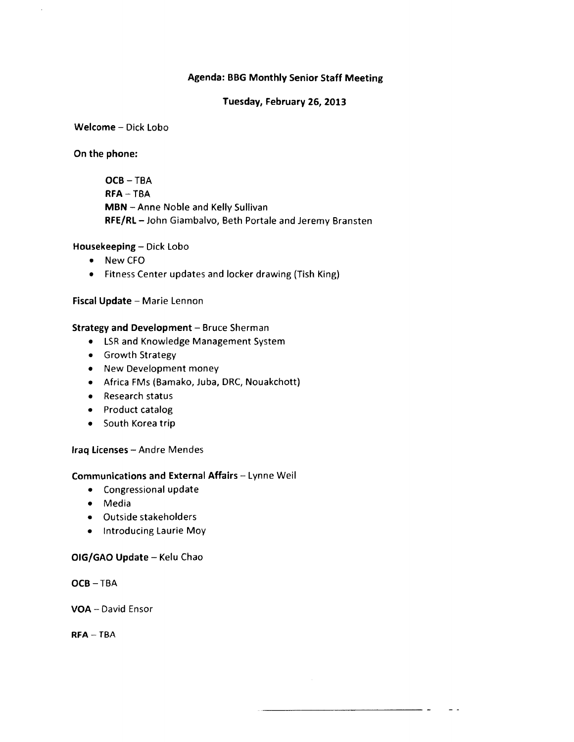**Agenda: BBG Monthly Senior Staff Meeting**

**Tuesday, February 26, 2013**

**Welcome** – Dick Lobo

**On the phone:**

> **OCB** – TBA
> **RFA** – TBA
> **MBN** – Anne Noble and Kelly Sullivan
> **RFE/RL** – John Giambalvo, Beth Portale and Jeremy Bransten

**Housekeeping** – Dick Lobo

- New CFO
- Fitness Center updates and locker drawing (Tish King)

**Fiscal Update** – Marie Lennon

**Strategy and Development** – Bruce Sherman

- LSR and Knowledge Management System
- Growth Strategy
- New Development money
- Africa FMs (Bamako, Juba, DRC, Nouakchott)
- Research status
- Product catalog
- South Korea trip

**Iraq Licenses** – Andre Mendes

**Communications and External Affairs** – Lynne Weil

- Congressional update
- Media
- Outside stakeholders
- Introducing Laurie Moy

**OIG/GAO Update** – Kelu Chao

**OCB** – TBA

**VOA** – David Ensor

**RFA** – TBA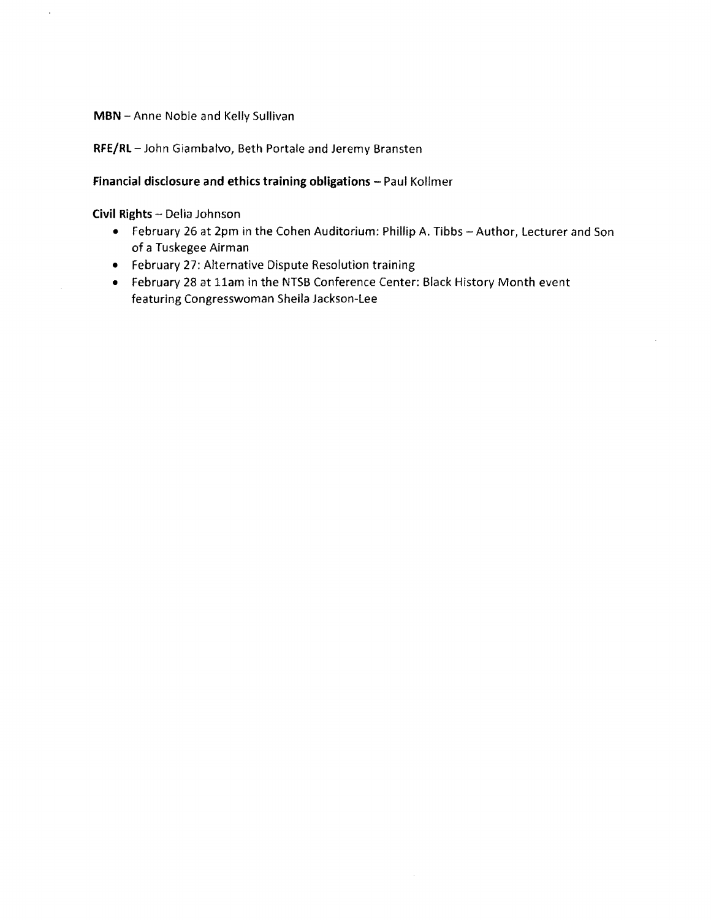**MBN** – Anne Noble and Kelly Sullivan

**RFE/RL** – John Giambalvo, Beth Portale and Jeremy Bransten

**Financial disclosure and ethics training obligations** – Paul Kollmer

**Civil Rights** – Delia Johnson

- February 26 at 2pm in the Cohen Auditorium: Phillip A. Tibbs – Author, Lecturer and Son of a Tuskegee Airman
- February 27: Alternative Dispute Resolution training
- February 28 at 11am in the NTSB Conference Center: Black History Month event featuring Congresswoman Sheila Jackson-Lee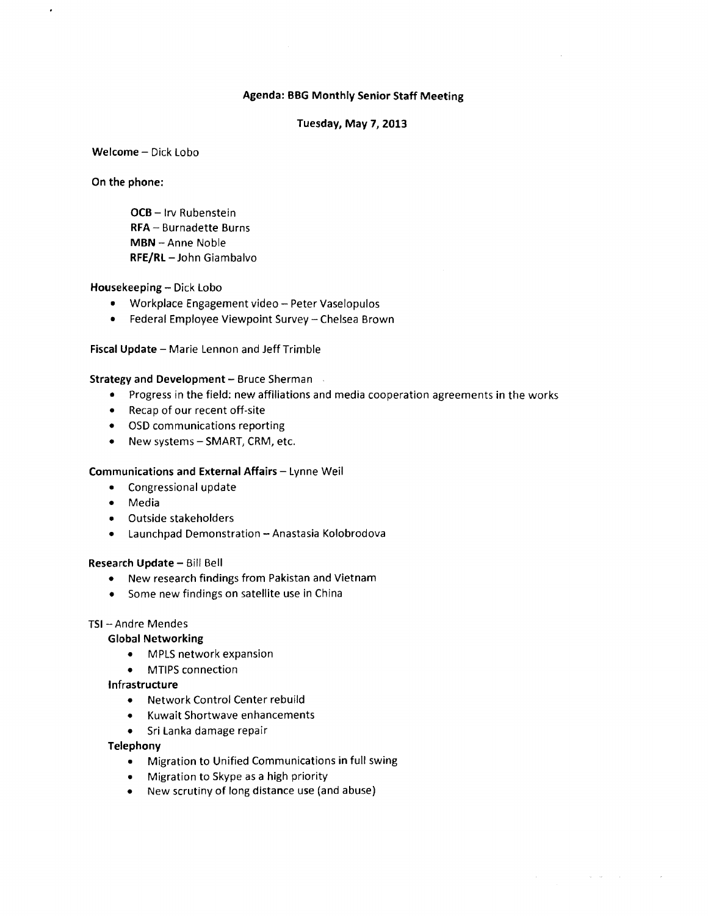**Agenda: BBG Monthly Senior Staff Meeting**

**Tuesday, May 7, 2013**

**Welcome** – Dick Lobo

**On the phone:**

> **OCB** – Irv Rubenstein
> **RFA** – Burnadette Burns
> **MBN** – Anne Noble
> **RFE/RL** – John Giambalvo

**Housekeeping** – Dick Lobo

- Workplace Engagement video – Peter Vaselopulos
- Federal Employee Viewpoint Survey – Chelsea Brown

**Fiscal Update** – Marie Lennon and Jeff Trimble

**Strategy and Development** – Bruce Sherman

- Progress in the field: new affiliations and media cooperation agreements in the works
- Recap of our recent off-site
- OSD communications reporting
- New systems – SMART, CRM, etc.

**Communications and External Affairs** – Lynne Weil

- Congressional update
- Media
- Outside stakeholders
- Launchpad Demonstration – Anastasia Kolobrodova

**Research Update** – Bill Bell

- New research findings from Pakistan and Vietnam
- Some new findings on satellite use in China

**TSI** – Andre Mendes

**Global Networking**

- MPLS network expansion
- MTIPS connection

**Infrastructure**

- Network Control Center rebuild
- Kuwait Shortwave enhancements
- Sri Lanka damage repair

**Telephony**

- Migration to Unified Communications in full swing
- Migration to Skype as a high priority
- New scrutiny of long distance use (and abuse)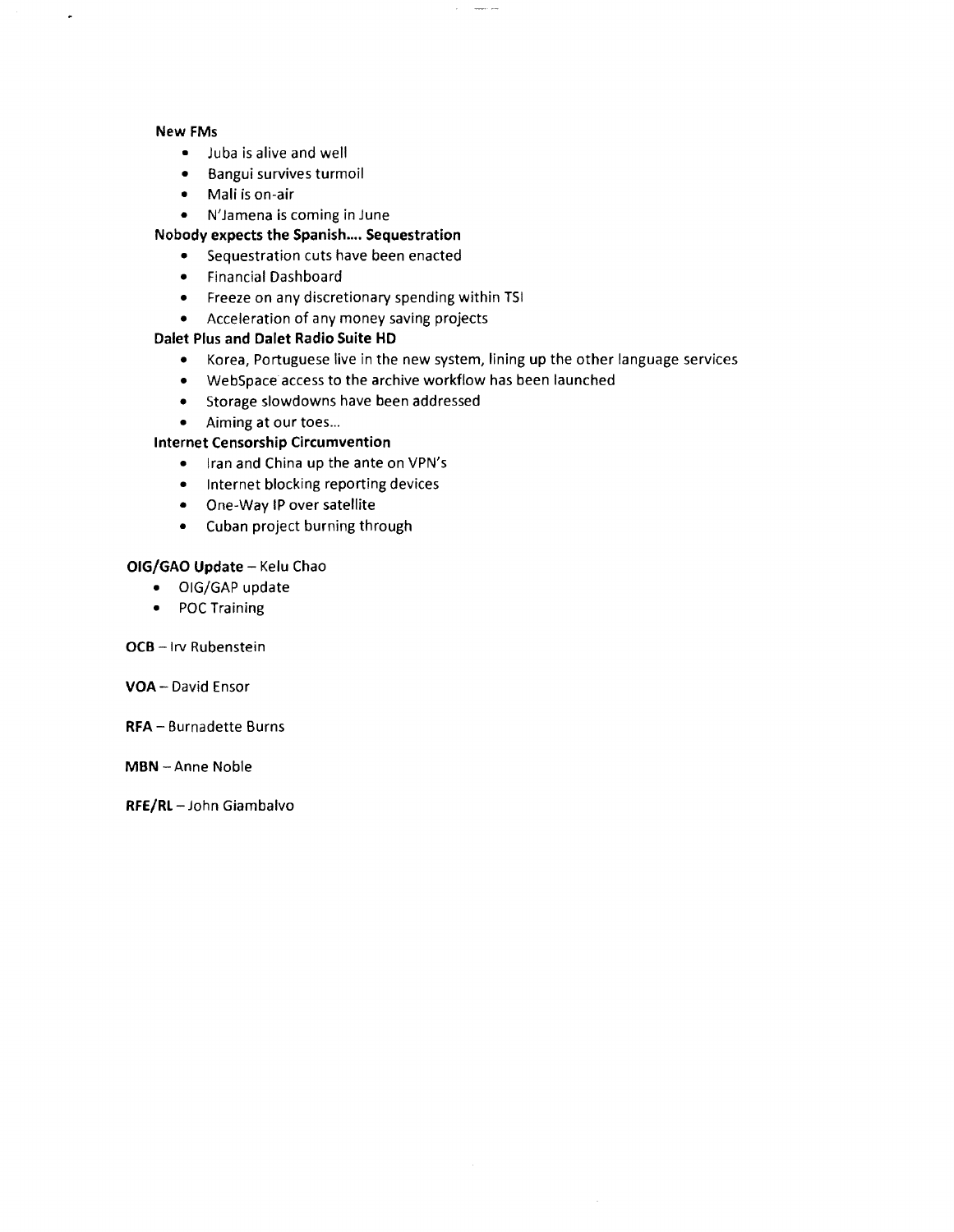**New FMs**

- Juba is alive and well
- Bangui survives turmoil
- Mali is on-air
- N'Jamena is coming in June

**Nobody expects the Spanish…. Sequestration**

- Sequestration cuts have been enacted
- Financial Dashboard
- Freeze on any discretionary spending within TSI
- Acceleration of any money saving projects

**Dalet Plus and Dalet Radio Suite HD**

- Korea, Portuguese live in the new system, lining up the other language services
- WebSpace access to the archive workflow has been launched
- Storage slowdowns have been addressed
- Aiming at our toes…

**Internet Censorship Circumvention**

- Iran and China up the ante on VPN's
- Internet blocking reporting devices
- One-Way IP over satellite
- Cuban project burning through

**OIG/GAO Update** – Kelu Chao

- OIG/GAP update
- POC Training

**OCB** – Irv Rubenstein

**VOA** – David Ensor

**RFA** – Burnadette Burns

**MBN** – Anne Noble

**RFE/RL** – John Giambalvo